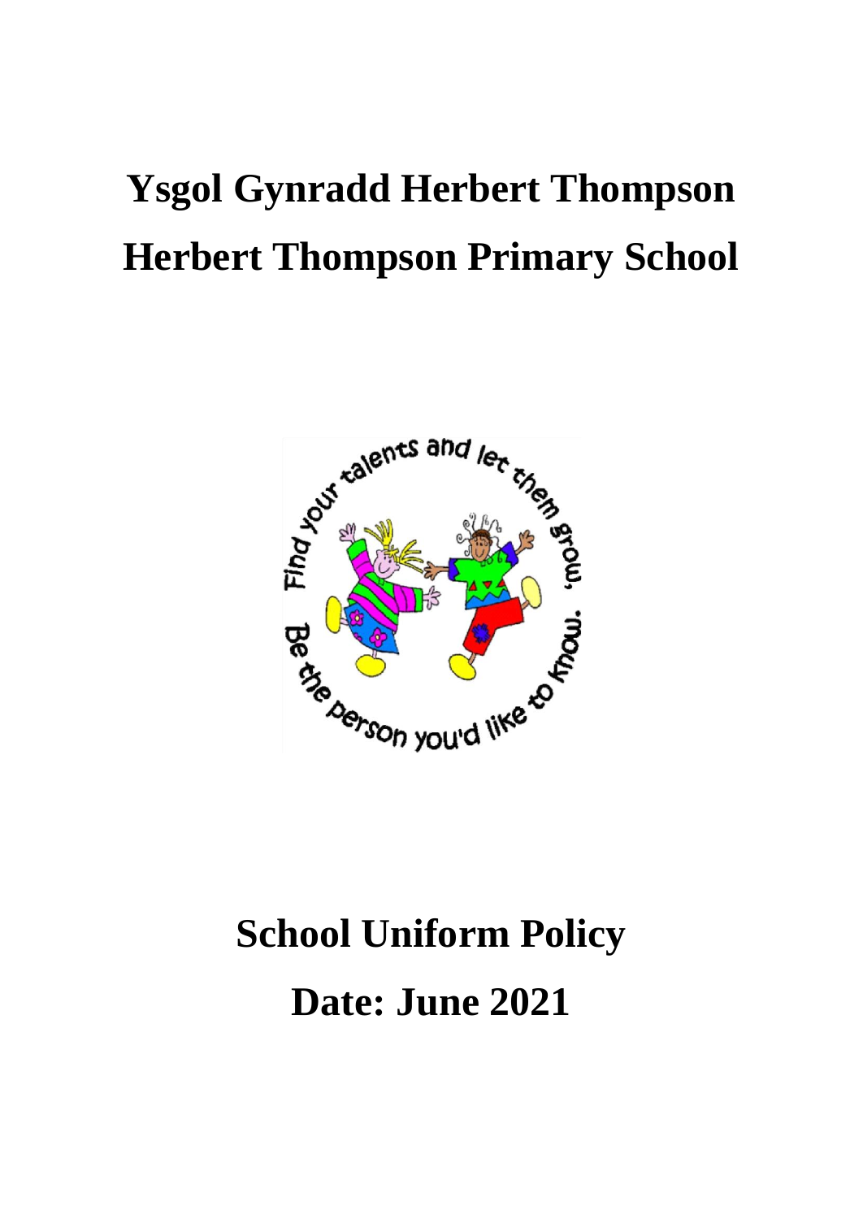# Ysgol Gynradd Herbert Thompson

# Herbert Thompson Primary School

Find your talents and let them grow, Be the person you'd like to know.

# School Uniform Policy

# Date: June 2021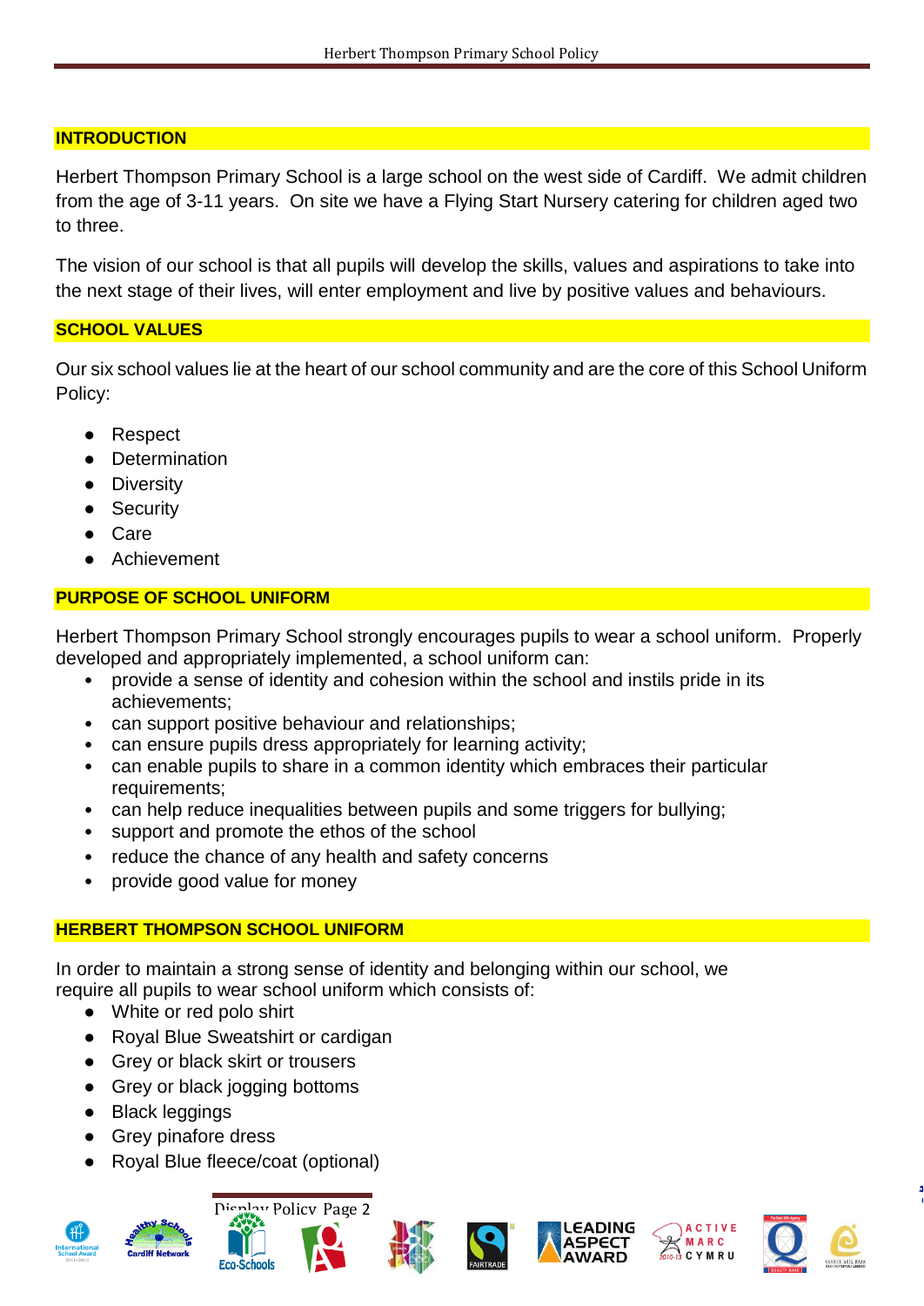## INTRODUCTION

Herbert Thompson Primary School is a large school on the west side of Cardiff. We admit children from the age of 3-11 years. On site we have a Flying Start Nursery catering for children aged two to three.

The vision of our school is that all pupils will develop the skills, values and aspirations to take into the next stage of their lives, will enter employment and live by positive values and behaviours.

## SCHOOL VALUES

Our six school values lie at the heart of our school community and are the core of this School Uniform Policy:

- Respect
- Determination
- Diversity
- Security
- Care
- Achievement

## PURPOSE OF SCHOOL UNIFORM

Herbert Thompson Primary School strongly encourages pupils to wear a school uniform. Properly developed and appropriately implemented, a school uniform can:

- provide a sense of identity and cohesion within the school and instils pride in its achievements;
- can support positive behaviour and relationships;
- can ensure pupils dress appropriately for learning activity;
- can enable pupils to share in a common identity which embraces their particular requirements;
- can help reduce inequalities between pupils and some triggers for bullying;
- support and promote the ethos of the school
- reduce the chance of any health and safety concerns
- provide good value for money

## HERBERT THOMPSON SCHOOL UNIFORM

In order to maintain a strong sense of identity and belonging within our school, we require all pupils to wear school uniform which consists of:

- White or red polo shirt
- Royal Blue Sweatshirt or cardigan
- Grey or black skirt or trousers
- Grey or black jogging bottoms
- Black leggings
- Grey pinafore dress
- Royal Blue fleece/coat (optional)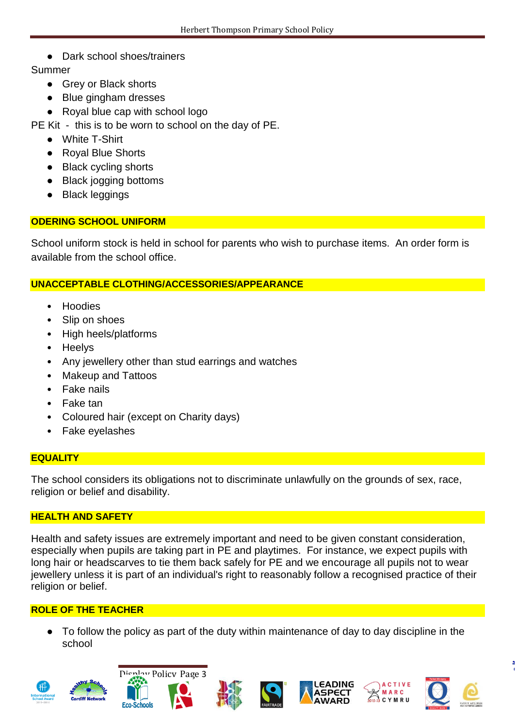- Dark school shoes/trainers

Summer

- Grey or Black shorts
- Blue gingham dresses
- Royal blue cap with school logo

PE Kit - this is to be worn to school on the day of PE.

- White T-Shirt
- Royal Blue Shorts
- Black cycling shorts
- Black jogging bottoms
- Black leggings

## ODERING SCHOOL UNIFORM

School uniform stock is held in school for parents who wish to purchase items. An order form is available from the school office.

## UNACCEPTABLE CLOTHING/ACCESSORIES/APPEARANCE

- Hoodies
- Slip on shoes
- High heels/platforms
- Heelys
- Any jewellery other than stud earrings and watches
- Makeup and Tattoos
- Fake nails
- Fake tan
- Coloured hair (except on Charity days)
- Fake eyelashes

## EQUALITY

The school considers its obligations not to discriminate unlawfully on the grounds of sex, race, religion or belief and disability.

## HEALTH AND SAFETY

Health and safety issues are extremely important and need to be given constant consideration, especially when pupils are taking part in PE and playtimes. For instance, we expect pupils with long hair or headscarves to tie them back safely for PE and we encourage all pupils not to wear jewellery unless it is part of an individual's right to reasonably follow a recognised practice of their religion or belief.

## ROLE OF THE TEACHER

- To follow the policy as part of the duty within maintenance of day to day discipline in the school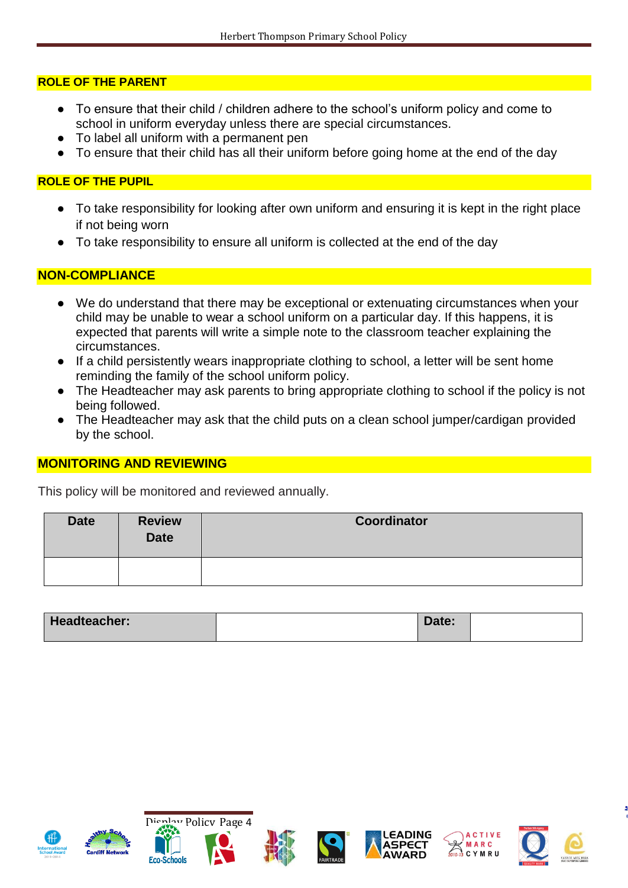## ROLE OF THE PARENT

- To ensure that their child / children adhere to the school's uniform policy and come to school in uniform everyday unless there are special circumstances.
- To label all uniform with a permanent pen
- To ensure that their child has all their uniform before going home at the end of the day

## ROLE OF THE PUPIL

- To take responsibility for looking after own uniform and ensuring it is kept in the right place if not being worn
- To take responsibility to ensure all uniform is collected at the end of the day

## NON-COMPLIANCE

- We do understand that there may be exceptional or extenuating circumstances when your child may be unable to wear a school uniform on a particular day. If this happens, it is expected that parents will write a simple note to the classroom teacher explaining the circumstances.
- If a child persistently wears inappropriate clothing to school, a letter will be sent home reminding the family of the school uniform policy.
- The Headteacher may ask parents to bring appropriate clothing to school if the policy is not being followed.
- The Headteacher may ask that the child puts on a clean school jumper/cardigan provided by the school.

## MONITORING AND REVIEWING

This policy will be monitored and reviewed annually.

| Date | Review Date | Coordinator |
|---|---|---|
| | | |

| Headteacher: | | Date: | |
|---|---|---|---|